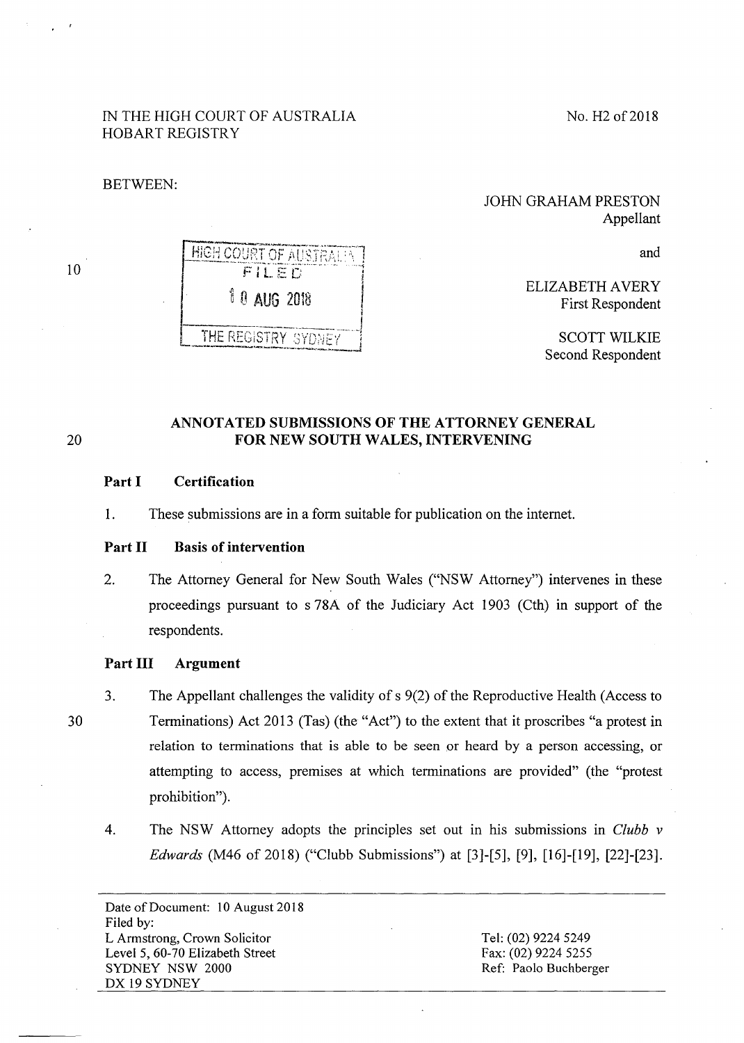IN THE HIGH COURT OF AUSTRALIA
HOBART REGISTRY

No. H2 of 2018

BETWEEN:

JOHN GRAHAM PRESTON
Appellant

and

ELIZABETH AVERY
First Respondent

SCOTT WILKIE
Second Respondent

HIGH COURT OF AUSTRALIA
FILED
10 AUG 2018
THE REGISTRY SYDNEY

## ANNOTATED SUBMISSIONS OF THE ATTORNEY GENERAL FOR NEW SOUTH WALES, INTERVENING

### Part I Certification

1. These submissions are in a form suitable for publication on the internet.

### Part II Basis of intervention

2. The Attorney General for New South Wales ("NSW Attorney") intervenes in these proceedings pursuant to s 78A of the Judiciary Act 1903 (Cth) in support of the respondents.

### Part III Argument

3. The Appellant challenges the validity of s 9(2) of the Reproductive Health (Access to Terminations) Act 2013 (Tas) (the "Act") to the extent that it proscribes "a protest in relation to terminations that is able to be seen or heard by a person accessing, or attempting to access, premises at which terminations are provided" (the "protest prohibition").

4. The NSW Attorney adopts the principles set out in his submissions in *Clubb v Edwards* (M46 of 2018) ("Clubb Submissions") at [3]-[5], [9], [16]-[19], [22]-[23].

Date of Document: 10 August 2018
Filed by:
L Armstrong, Crown Solicitor
Level 5, 60-70 Elizabeth Street
SYDNEY NSW 2000
DX 19 SYDNEY

Tel: (02) 9224 5249
Fax: (02) 9224 5255
Ref: Paolo Buchberger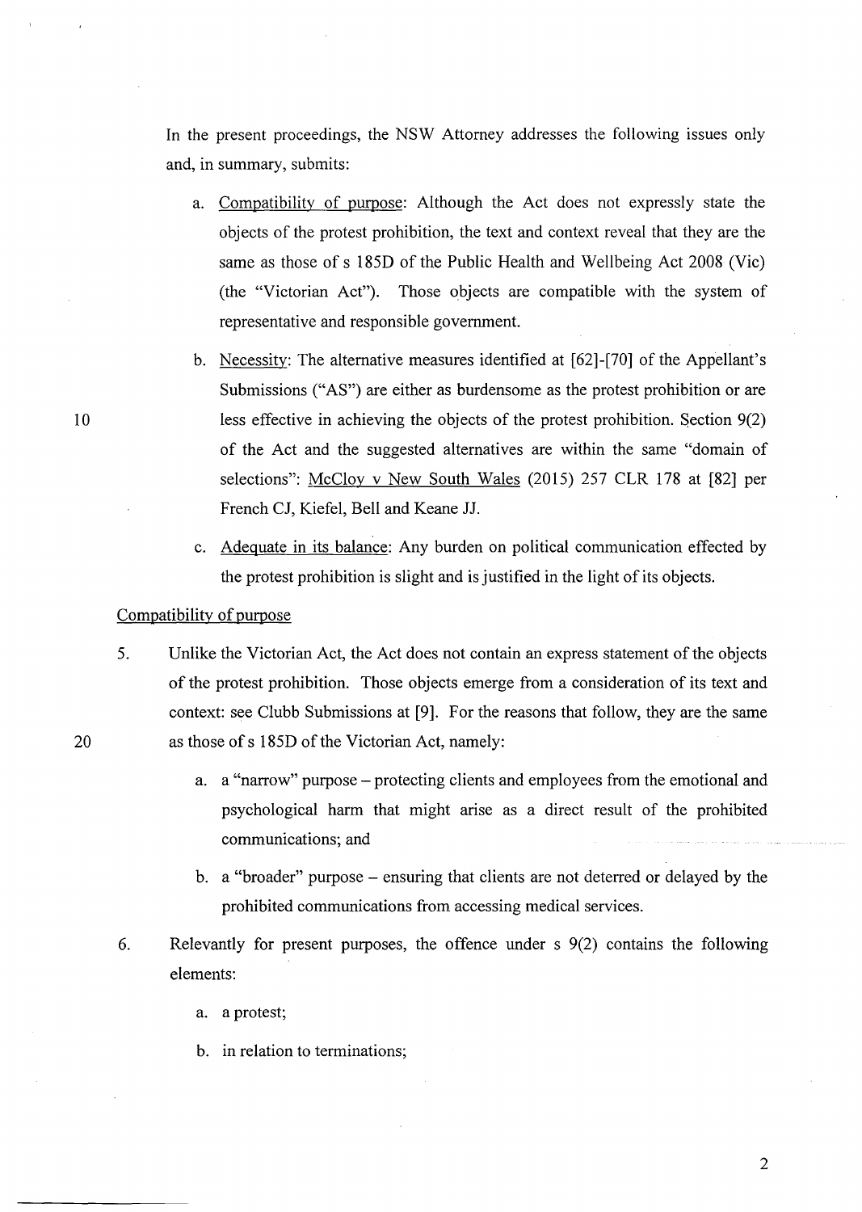In the present proceedings, the NSW Attorney addresses the following issues only and, in summary, submits:

a. Compatibility of purpose: Although the Act does not expressly state the objects of the protest prohibition, the text and context reveal that they are the same as those of s 185D of the Public Health and Wellbeing Act 2008 (Vic) (the "Victorian Act"). Those objects are compatible with the system of representative and responsible government.

b. Necessity: The alternative measures identified at [62]-[70] of the Appellant's Submissions ("AS") are either as burdensome as the protest prohibition or are less effective in achieving the objects of the protest prohibition. Section 9(2) of the Act and the suggested alternatives are within the same "domain of selections": McCloy v New South Wales (2015) 257 CLR 178 at [82] per French CJ, Kiefel, Bell and Keane JJ.

c. Adequate in its balance: Any burden on political communication effected by the protest prohibition is slight and is justified in the light of its objects.

## Compatibility of purpose

5. Unlike the Victorian Act, the Act does not contain an express statement of the objects of the protest prohibition. Those objects emerge from a consideration of its text and context: see Clubb Submissions at [9]. For the reasons that follow, they are the same as those of s 185D of the Victorian Act, namely:

   a. a "narrow" purpose – protecting clients and employees from the emotional and psychological harm that might arise as a direct result of the prohibited communications; and

   b. a "broader" purpose – ensuring that clients are not deterred or delayed by the prohibited communications from accessing medical services.

6. Relevantly for present purposes, the offence under s 9(2) contains the following elements:

   a. a protest;

   b. in relation to terminations;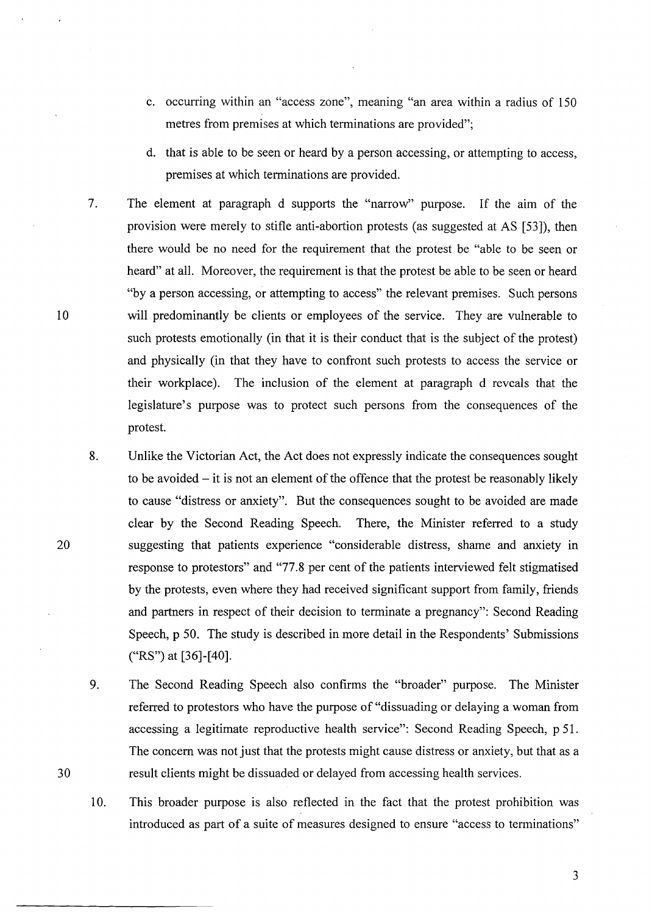c. occurring within an "access zone", meaning "an area within a radius of 150 metres from premises at which terminations are provided";

d. that is able to be seen or heard by a person accessing, or attempting to access, premises at which terminations are provided.

7. The element at paragraph d supports the "narrow" purpose. If the aim of the provision were merely to stifle anti-abortion protests (as suggested at AS [53]), then there would be no need for the requirement that the protest be "able to be seen or heard" at all. Moreover, the requirement is that the protest be able to be seen or heard "by a person accessing, or attempting to access" the relevant premises. Such persons will predominantly be clients or employees of the service. They are vulnerable to such protests emotionally (in that it is their conduct that is the subject of the protest) and physically (in that they have to confront such protests to access the service or their workplace). The inclusion of the element at paragraph d reveals that the legislature's purpose was to protect such persons from the consequences of the protest.

8. Unlike the Victorian Act, the Act does not expressly indicate the consequences sought to be avoided – it is not an element of the offence that the protest be reasonably likely to cause "distress or anxiety". But the consequences sought to be avoided are made clear by the Second Reading Speech. There, the Minister referred to a study suggesting that patients experience "considerable distress, shame and anxiety in response to protestors" and "77.8 per cent of the patients interviewed felt stigmatised by the protests, even where they had received significant support from family, friends and partners in respect of their decision to terminate a pregnancy": Second Reading Speech, p 50. The study is described in more detail in the Respondents' Submissions ("RS") at [36]-[40].

9. The Second Reading Speech also confirms the "broader" purpose. The Minister referred to protestors who have the purpose of "dissuading or delaying a woman from accessing a legitimate reproductive health service": Second Reading Speech, p 51. The concern was not just that the protests might cause distress or anxiety, but that as a result clients might be dissuaded or delayed from accessing health services.

10. This broader purpose is also reflected in the fact that the protest prohibition was introduced as part of a suite of measures designed to ensure "access to terminations"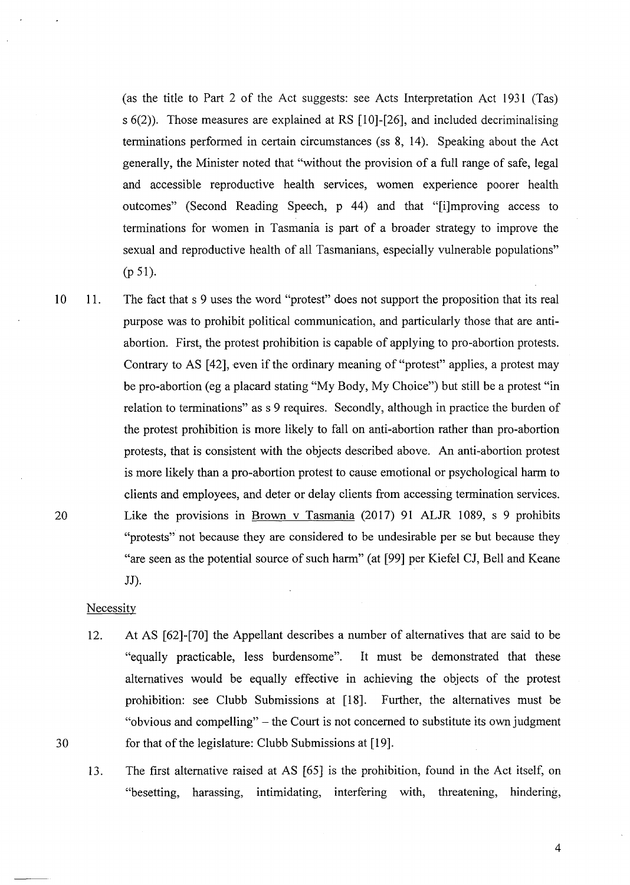(as the title to Part 2 of the Act suggests: see Acts Interpretation Act 1931 (Tas) s 6(2)). Those measures are explained at RS [10]-[26], and included decriminalising terminations performed in certain circumstances (ss 8, 14). Speaking about the Act generally, the Minister noted that "without the provision of a full range of safe, legal and accessible reproductive health services, women experience poorer health outcomes" (Second Reading Speech, p 44) and that "[i]mproving access to terminations for women in Tasmania is part of a broader strategy to improve the sexual and reproductive health of all Tasmanians, especially vulnerable populations" (p 51).

11. The fact that s 9 uses the word "protest" does not support the proposition that its real purpose was to prohibit political communication, and particularly those that are anti-abortion. First, the protest prohibition is capable of applying to pro-abortion protests. Contrary to AS [42], even if the ordinary meaning of "protest" applies, a protest may be pro-abortion (eg a placard stating "My Body, My Choice") but still be a protest "in relation to terminations" as s 9 requires. Secondly, although in practice the burden of the protest prohibition is more likely to fall on anti-abortion rather than pro-abortion protests, that is consistent with the objects described above. An anti-abortion protest is more likely than a pro-abortion protest to cause emotional or psychological harm to clients and employees, and deter or delay clients from accessing termination services. Like the provisions in Brown v Tasmania (2017) 91 ALJR 1089, s 9 prohibits "protests" not because they are considered to be undesirable per se but because they "are seen as the potential source of such harm" (at [99] per Kiefel CJ, Bell and Keane JJ).

## Necessity

12. At AS [62]-[70] the Appellant describes a number of alternatives that are said to be "equally practicable, less burdensome". It must be demonstrated that these alternatives would be equally effective in achieving the objects of the protest prohibition: see Clubb Submissions at [18]. Further, the alternatives must be "obvious and compelling" – the Court is not concerned to substitute its own judgment for that of the legislature: Clubb Submissions at [19].

13. The first alternative raised at AS [65] is the prohibition, found in the Act itself, on "besetting, harassing, intimidating, interfering with, threatening, hindering,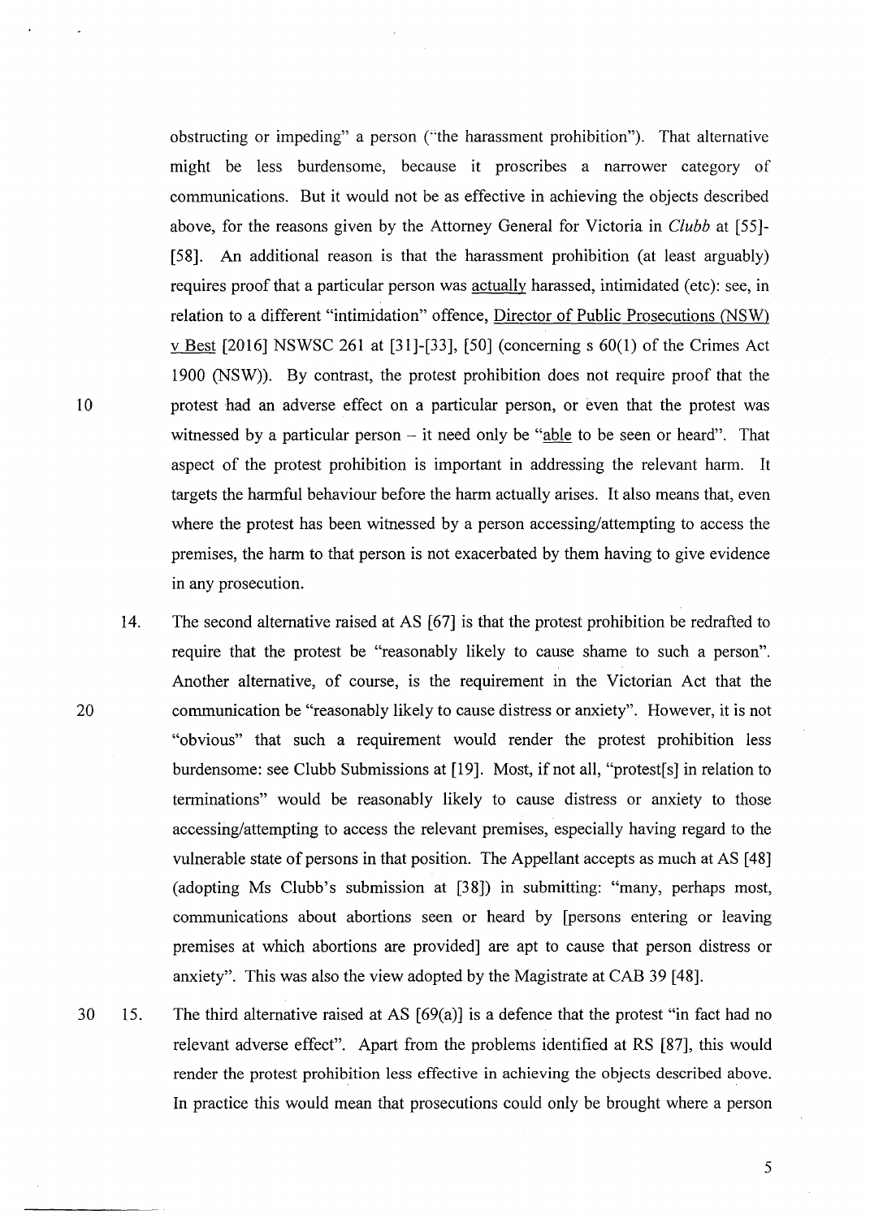obstructing or impeding" a person ("the harassment prohibition"). That alternative might be less burdensome, because it proscribes a narrower category of communications. But it would not be as effective in achieving the objects described above, for the reasons given by the Attorney General for Victoria in *Clubb* at [55]-[58]. An additional reason is that the harassment prohibition (at least arguably) requires proof that a particular person was actually harassed, intimidated (etc): see, in relation to a different "intimidation" offence, Director of Public Prosecutions (NSW) v Best [2016] NSWSC 261 at [31]-[33], [50] (concerning s 60(1) of the Crimes Act 1900 (NSW)). By contrast, the protest prohibition does not require proof that the protest had an adverse effect on a particular person, or even that the protest was witnessed by a particular person – it need only be "able to be seen or heard". That aspect of the protest prohibition is important in addressing the relevant harm. It targets the harmful behaviour before the harm actually arises. It also means that, even where the protest has been witnessed by a person accessing/attempting to access the premises, the harm to that person is not exacerbated by them having to give evidence in any prosecution.

14. The second alternative raised at AS [67] is that the protest prohibition be redrafted to require that the protest be "reasonably likely to cause shame to such a person". Another alternative, of course, is the requirement in the Victorian Act that the communication be "reasonably likely to cause distress or anxiety". However, it is not "obvious" that such a requirement would render the protest prohibition less burdensome: see Clubb Submissions at [19]. Most, if not all, "protest[s] in relation to terminations" would be reasonably likely to cause distress or anxiety to those accessing/attempting to access the relevant premises, especially having regard to the vulnerable state of persons in that position. The Appellant accepts as much at AS [48] (adopting Ms Clubb's submission at [38]) in submitting: "many, perhaps most, communications about abortions seen or heard by [persons entering or leaving premises at which abortions are provided] are apt to cause that person distress or anxiety". This was also the view adopted by the Magistrate at CAB 39 [48].

15. The third alternative raised at AS [69(a)] is a defence that the protest "in fact had no relevant adverse effect". Apart from the problems identified at RS [87], this would render the protest prohibition less effective in achieving the objects described above. In practice this would mean that prosecutions could only be brought where a person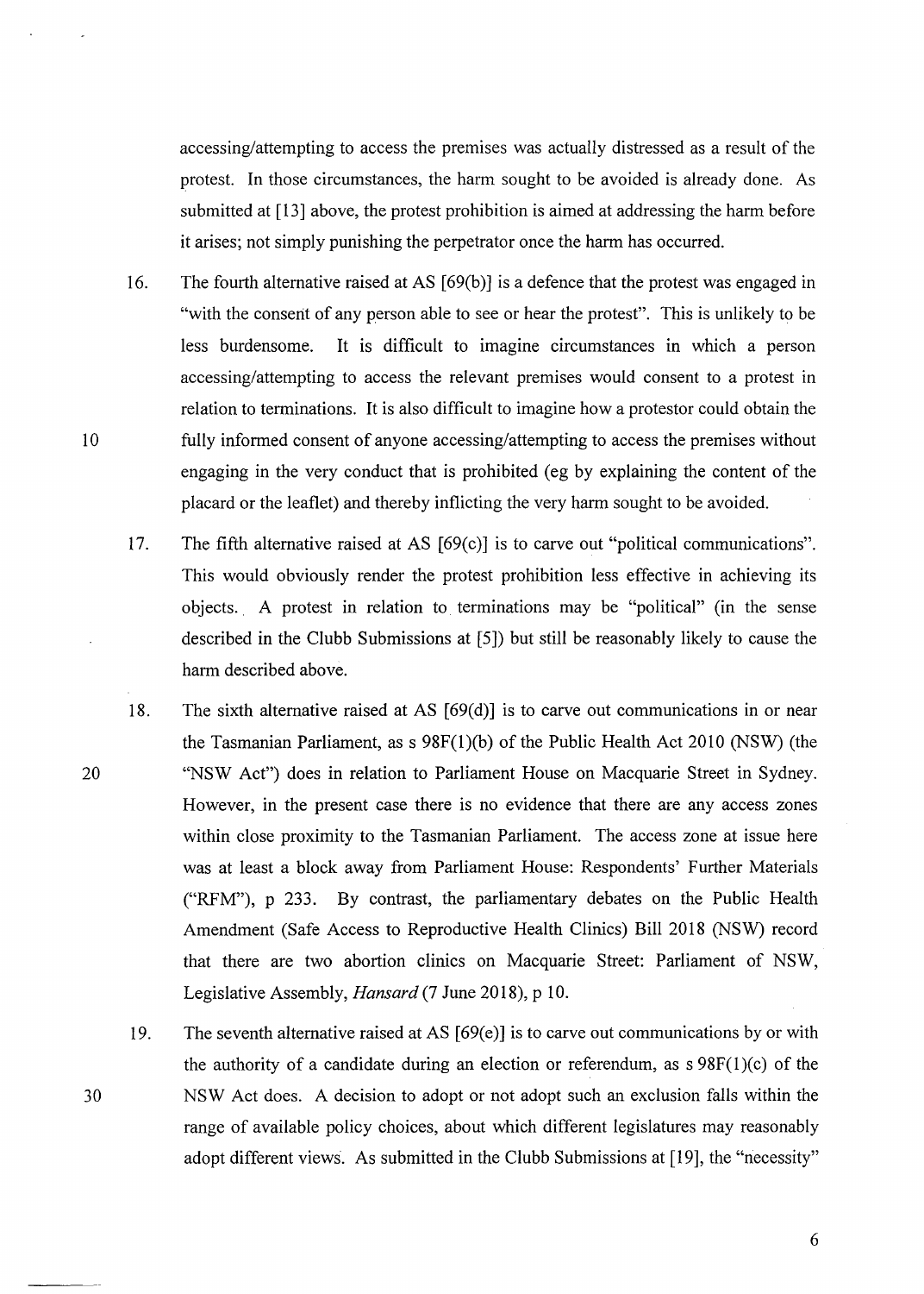accessing/attempting to access the premises was actually distressed as a result of the protest. In those circumstances, the harm sought to be avoided is already done. As submitted at [13] above, the protest prohibition is aimed at addressing the harm before it arises; not simply punishing the perpetrator once the harm has occurred.

16. The fourth alternative raised at AS [69(b)] is a defence that the protest was engaged in "with the consent of any person able to see or hear the protest". This is unlikely to be less burdensome. It is difficult to imagine circumstances in which a person accessing/attempting to access the relevant premises would consent to a protest in relation to terminations. It is also difficult to imagine how a protestor could obtain the fully informed consent of anyone accessing/attempting to access the premises without engaging in the very conduct that is prohibited (eg by explaining the content of the placard or the leaflet) and thereby inflicting the very harm sought to be avoided.

17. The fifth alternative raised at AS [69(c)] is to carve out "political communications". This would obviously render the protest prohibition less effective in achieving its objects. A protest in relation to terminations may be "political" (in the sense described in the Clubb Submissions at [5]) but still be reasonably likely to cause the harm described above.

18. The sixth alternative raised at AS [69(d)] is to carve out communications in or near the Tasmanian Parliament, as s 98F(1)(b) of the Public Health Act 2010 (NSW) (the "NSW Act") does in relation to Parliament House on Macquarie Street in Sydney. However, in the present case there is no evidence that there are any access zones within close proximity to the Tasmanian Parliament. The access zone at issue here was at least a block away from Parliament House: Respondents' Further Materials ("RFM"), p 233. By contrast, the parliamentary debates on the Public Health Amendment (Safe Access to Reproductive Health Clinics) Bill 2018 (NSW) record that there are two abortion clinics on Macquarie Street: Parliament of NSW, Legislative Assembly, *Hansard* (7 June 2018), p 10.

19. The seventh alternative raised at AS [69(e)] is to carve out communications by or with the authority of a candidate during an election or referendum, as s 98F(1)(c) of the NSW Act does. A decision to adopt or not adopt such an exclusion falls within the range of available policy choices, about which different legislatures may reasonably adopt different views. As submitted in the Clubb Submissions at [19], the "necessity"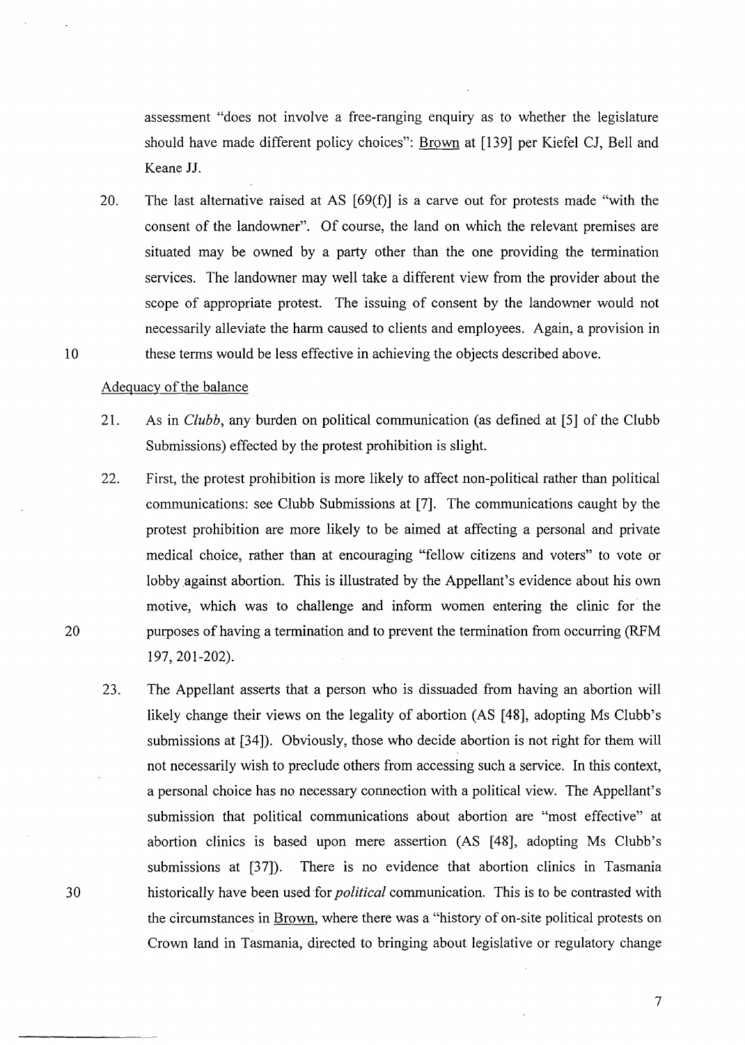assessment "does not involve a free-ranging enquiry as to whether the legislature should have made different policy choices": Brown at [139] per Kiefel CJ, Bell and Keane JJ.

20. The last alternative raised at AS [69(f)] is a carve out for protests made "with the consent of the landowner". Of course, the land on which the relevant premises are situated may be owned by a party other than the one providing the termination services. The landowner may well take a different view from the provider about the scope of appropriate protest. The issuing of consent by the landowner would not necessarily alleviate the harm caused to clients and employees. Again, a provision in these terms would be less effective in achieving the objects described above.

Adequacy of the balance

21. As in *Clubb*, any burden on political communication (as defined at [5] of the Clubb Submissions) effected by the protest prohibition is slight.

22. First, the protest prohibition is more likely to affect non-political rather than political communications: see Clubb Submissions at [7]. The communications caught by the protest prohibition are more likely to be aimed at affecting a personal and private medical choice, rather than at encouraging "fellow citizens and voters" to vote or lobby against abortion. This is illustrated by the Appellant's evidence about his own motive, which was to challenge and inform women entering the clinic for the purposes of having a termination and to prevent the termination from occurring (RFM 197, 201-202).

23. The Appellant asserts that a person who is dissuaded from having an abortion will likely change their views on the legality of abortion (AS [48], adopting Ms Clubb's submissions at [34]). Obviously, those who decide abortion is not right for them will not necessarily wish to preclude others from accessing such a service. In this context, a personal choice has no necessary connection with a political view. The Appellant's submission that political communications about abortion are "most effective" at abortion clinics is based upon mere assertion (AS [48], adopting Ms Clubb's submissions at [37]). There is no evidence that abortion clinics in Tasmania historically have been used for *political* communication. This is to be contrasted with the circumstances in Brown, where there was a "history of on-site political protests on Crown land in Tasmania, directed to bringing about legislative or regulatory change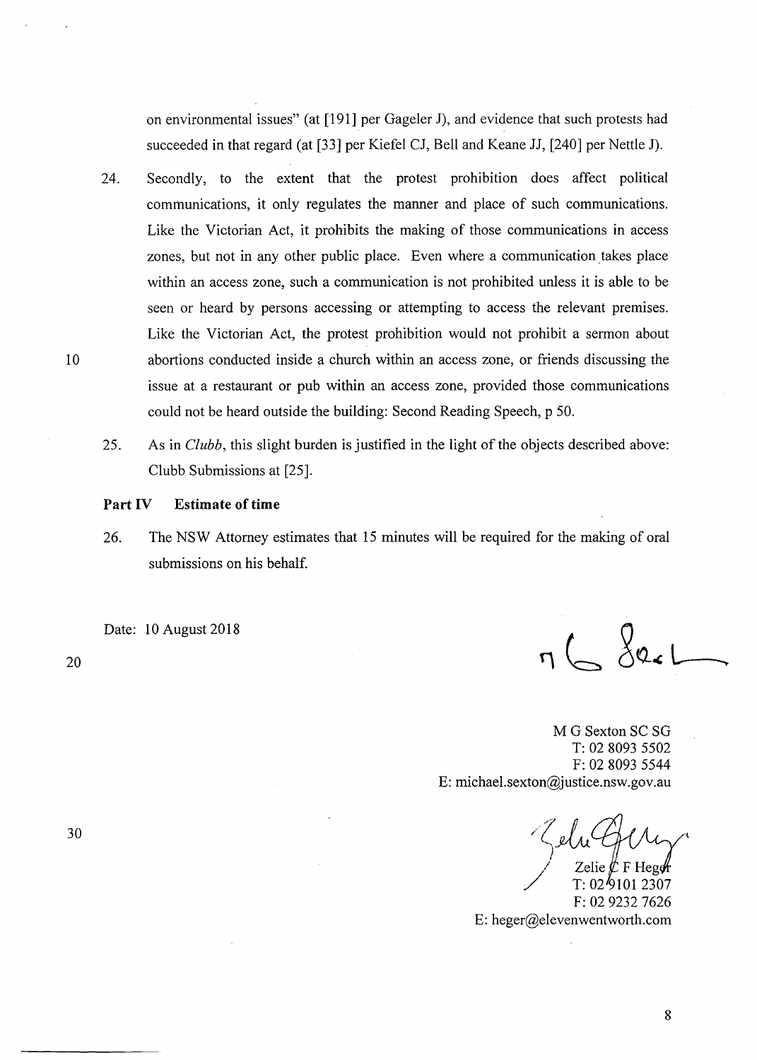on environmental issues" (at [191] per Gageler J), and evidence that such protests had succeeded in that regard (at [33] per Kiefel CJ, Bell and Keane JJ, [240] per Nettle J).

24. Secondly, to the extent that the protest prohibition does affect political communications, it only regulates the manner and place of such communications. Like the Victorian Act, it prohibits the making of those communications in access zones, but not in any other public place. Even where a communication takes place within an access zone, such a communication is not prohibited unless it is able to be seen or heard by persons accessing or attempting to access the relevant premises. Like the Victorian Act, the protest prohibition would not prohibit a sermon about abortions conducted inside a church within an access zone, or friends discussing the issue at a restaurant or pub within an access zone, provided those communications could not be heard outside the building: Second Reading Speech, p 50.

25. As in *Clubb*, this slight burden is justified in the light of the objects described above: Clubb Submissions at [25].

## Part IV Estimate of time

26. The NSW Attorney estimates that 15 minutes will be required for the making of oral submissions on his behalf.

Date: 10 August 2018

M G Sexton SC SG
T: 02 8093 5502
F: 02 8093 5544
E: michael.sexton@justice.nsw.gov.au

Zelie C F Heger
T: 02 9101 2307
F: 02 9232 7626
E: heger@elevenwentworth.com